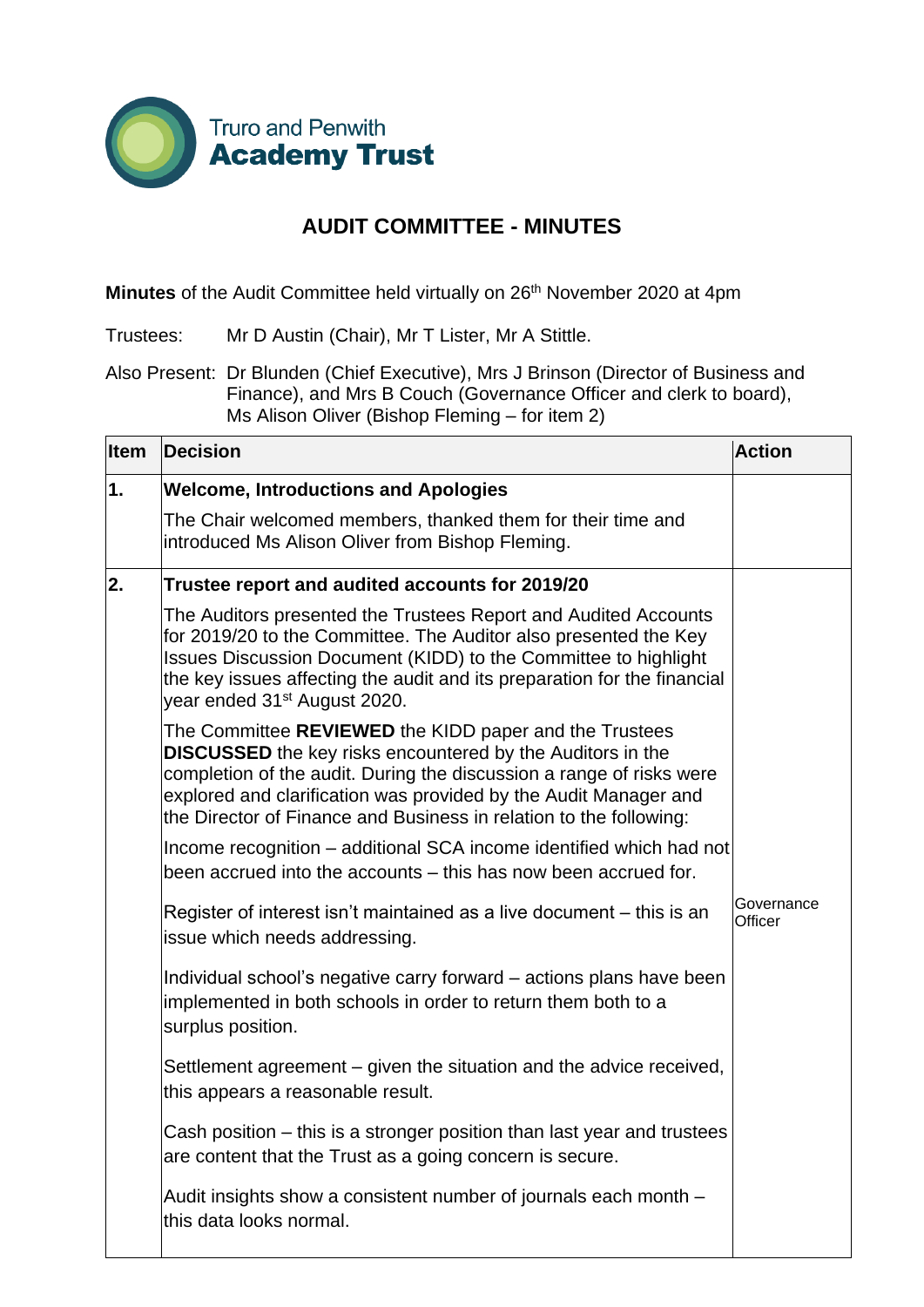Truro and Penwith **Academy Trust**

# AUDIT COMMITTEE - MINUTES

**Minutes** of the Audit Committee held virtually on 26th November 2020 at 4pm

Trustees: Mr D Austin (Chair), Mr T Lister, Mr A Stittle.

Also Present: Dr Blunden (Chief Executive), Mrs J Brinson (Director of Business and Finance), and Mrs B Couch (Governance Officer and clerk to board), Ms Alison Oliver (Bishop Fleming – for item 2)

| Item | Decision | Action |
|---|---|---|
| **1.** | **Welcome, Introductions and Apologies**<br><br>The Chair welcomed members, thanked them for their time and introduced Ms Alison Oliver from Bishop Fleming. | |
| **2.** | **Trustee report and audited accounts for 2019/20**<br><br>The Auditors presented the Trustees Report and Audited Accounts for 2019/20 to the Committee. The Auditor also presented the Key Issues Discussion Document (KIDD) to the Committee to highlight the key issues affecting the audit and its preparation for the financial year ended 31st August 2020.<br><br>The Committee **REVIEWED** the KIDD paper and the Trustees **DISCUSSED** the key risks encountered by the Auditors in the completion of the audit. During the discussion a range of risks were explored and clarification was provided by the Audit Manager and the Director of Finance and Business in relation to the following:<br><br>Income recognition – additional SCA income identified which had not been accrued into the accounts – this has now been accrued for.<br><br>Register of interest isn't maintained as a live document – this is an issue which needs addressing.<br><br>Individual school's negative carry forward – actions plans have been implemented in both schools in order to return them both to a surplus position.<br><br>Settlement agreement – given the situation and the advice received, this appears a reasonable result.<br><br>Cash position – this is a stronger position than last year and trustees are content that the Trust as a going concern is secure.<br><br>Audit insights show a consistent number of journals each month – this data looks normal. | Governance Officer |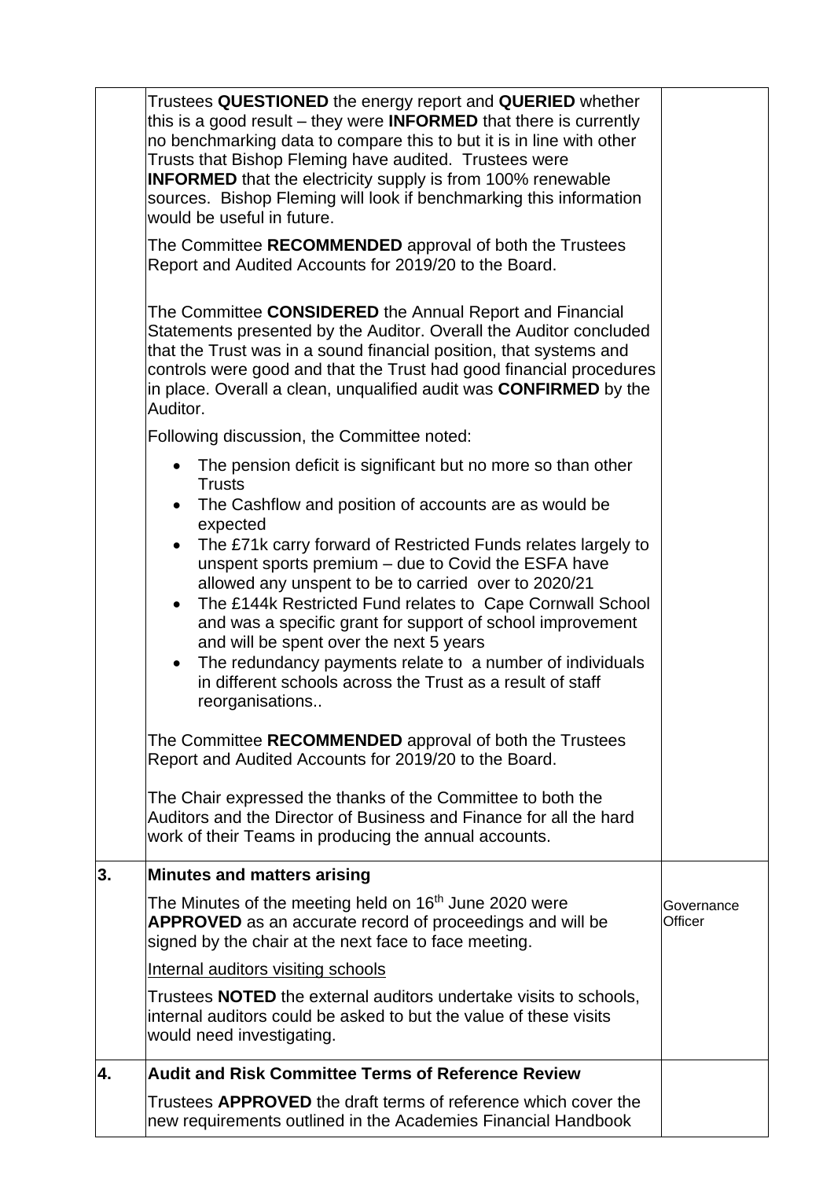| | | |
|---|---|---|
| | Trustees **QUESTIONED** the energy report and **QUERIED** whether this is a good result – they were **INFORMED** that there is currently no benchmarking data to compare this to but it is in line with other Trusts that Bishop Fleming have audited. Trustees were **INFORMED** that the electricity supply is from 100% renewable sources. Bishop Fleming will look if benchmarking this information would be useful in future.<br><br>The Committee **RECOMMENDED** approval of both the Trustees Report and Audited Accounts for 2019/20 to the Board.<br><br>The Committee **CONSIDERED** the Annual Report and Financial Statements presented by the Auditor. Overall the Auditor concluded that the Trust was in a sound financial position, that systems and controls were good and that the Trust had good financial procedures in place. Overall a clean, unqualified audit was **CONFIRMED** by the Auditor.<br><br>Following discussion, the Committee noted:<br><br>• The pension deficit is significant but no more so than other Trusts<br>• The Cashflow and position of accounts are as would be expected<br>• The £71k carry forward of Restricted Funds relates largely to unspent sports premium – due to Covid the ESFA have allowed any unspent to be to carried over to 2020/21<br>• The £144k Restricted Fund relates to Cape Cornwall School and was a specific grant for support of school improvement and will be spent over the next 5 years<br>• The redundancy payments relate to a number of individuals in different schools across the Trust as a result of staff reorganisations..<br><br>The Committee **RECOMMENDED** approval of both the Trustees Report and Audited Accounts for 2019/20 to the Board.<br><br>The Chair expressed the thanks of the Committee to both the Auditors and the Director of Business and Finance for all the hard work of their Teams in producing the annual accounts. | |
| **3.** | **Minutes and matters arising**<br><br>The Minutes of the meeting held on 16th June 2020 were **APPROVED** as an accurate record of proceedings and will be signed by the chair at the next face to face meeting.<br><br>Internal auditors visiting schools<br><br>Trustees **NOTED** the external auditors undertake visits to schools, internal auditors could be asked to but the value of these visits would need investigating. | Governance Officer |
| **4.** | **Audit and Risk Committee Terms of Reference Review**<br><br>Trustees **APPROVED** the draft terms of reference which cover the new requirements outlined in the Academies Financial Handbook | |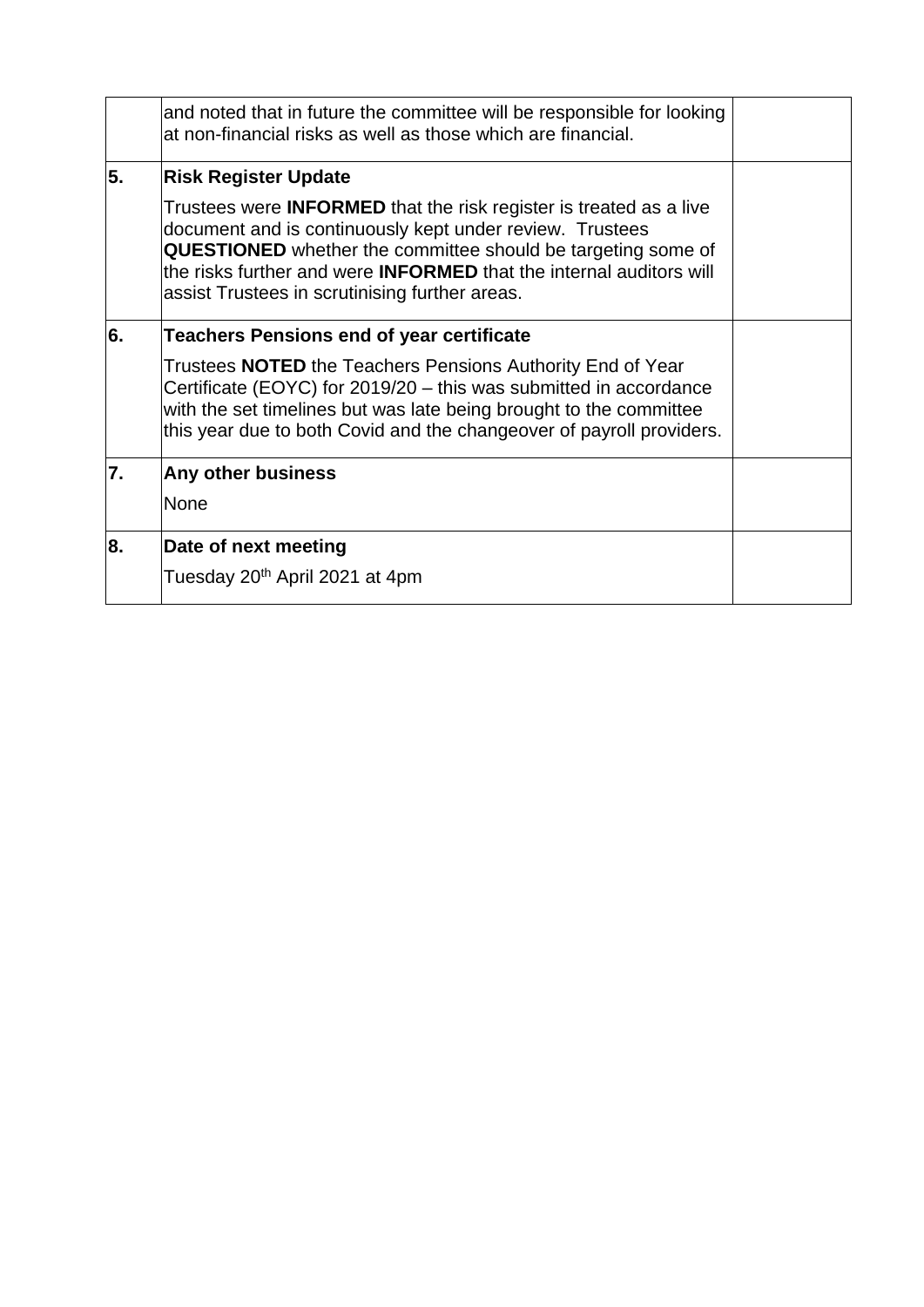| | | |
|---|---|---|
| | and noted that in future the committee will be responsible for looking at non-financial risks as well as those which are financial. | |
| **5.** | **Risk Register Update**<br><br>Trustees were **INFORMED** that the risk register is treated as a live document and is continuously kept under review. Trustees **QUESTIONED** whether the committee should be targeting some of the risks further and were **INFORMED** that the internal auditors will assist Trustees in scrutinising further areas. | |
| **6.** | **Teachers Pensions end of year certificate**<br><br>Trustees **NOTED** the Teachers Pensions Authority End of Year Certificate (EOYC) for 2019/20 – this was submitted in accordance with the set timelines but was late being brought to the committee this year due to both Covid and the changeover of payroll providers. | |
| **7.** | **Any other business**<br><br>None | |
| **8.** | **Date of next meeting**<br><br>Tuesday 20th April 2021 at 4pm | |